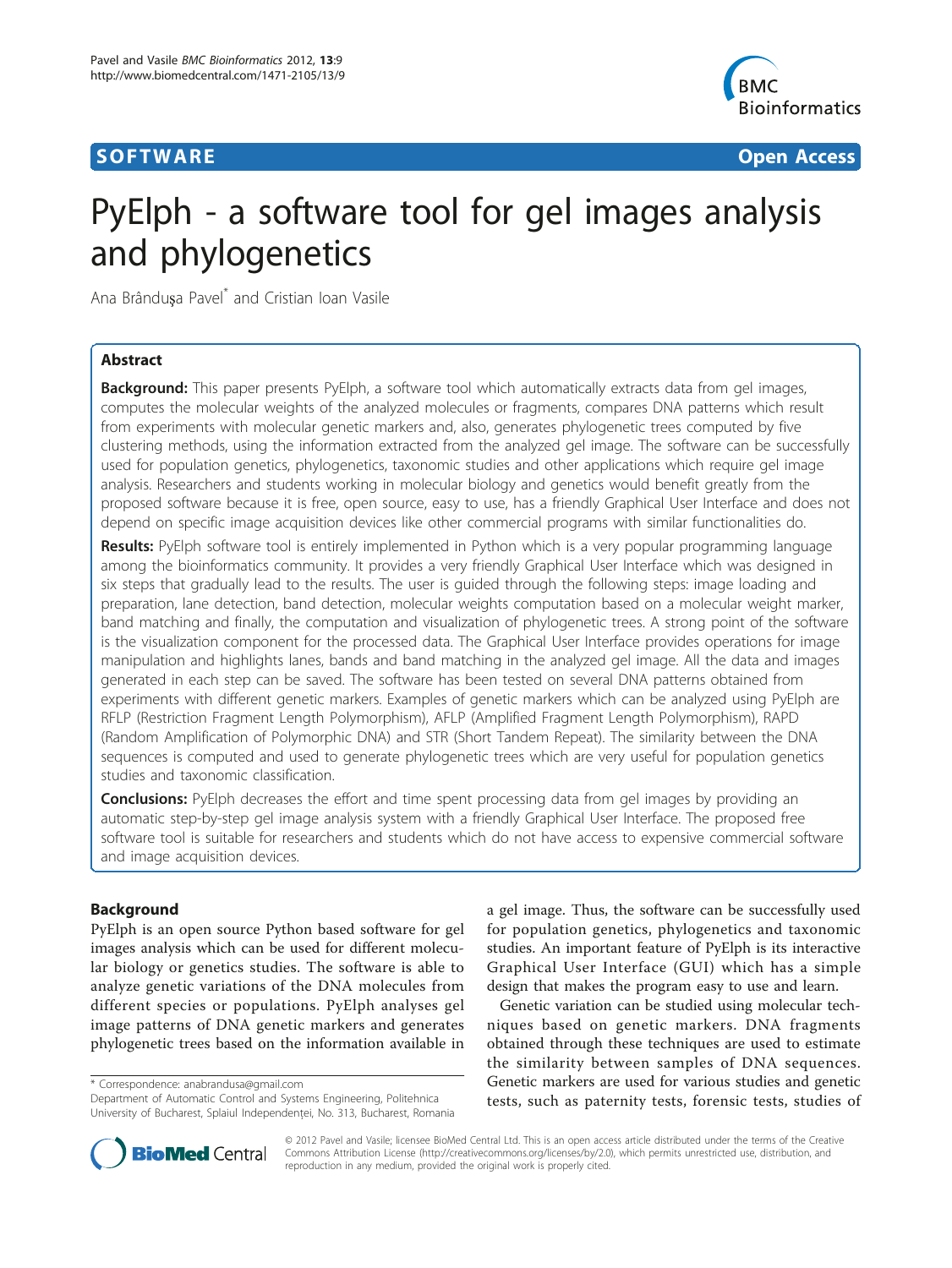# SOFTWARE — Open Access

# PyElph - a software tool for gel images analysis and phylogenetics

Ana Brândușa Pavel* and Cristian Ioan Vasile

## Abstract

**Background:** This paper presents PyElph, a software tool which automatically extracts data from gel images, computes the molecular weights of the analyzed molecules or fragments, compares DNA patterns which result from experiments with molecular genetic markers and, also, generates phylogenetic trees computed by five clustering methods, using the information extracted from the analyzed gel image. The software can be successfully used for population genetics, phylogenetics, taxonomic studies and other applications which require gel image analysis. Researchers and students working in molecular biology and genetics would benefit greatly from the proposed software because it is free, open source, easy to use, has a friendly Graphical User Interface and does not depend on specific image acquisition devices like other commercial programs with similar functionalities do.

**Results:** PyElph software tool is entirely implemented in Python which is a very popular programming language among the bioinformatics community. It provides a very friendly Graphical User Interface which was designed in six steps that gradually lead to the results. The user is guided through the following steps: image loading and preparation, lane detection, band detection, molecular weights computation based on a molecular weight marker, band matching and finally, the computation and visualization of phylogenetic trees. A strong point of the software is the visualization component for the processed data. The Graphical User Interface provides operations for image manipulation and highlights lanes, bands and band matching in the analyzed gel image. All the data and images generated in each step can be saved. The software has been tested on several DNA patterns obtained from experiments with different genetic markers. Examples of genetic markers which can be analyzed using PyElph are RFLP (Restriction Fragment Length Polymorphism), AFLP (Amplified Fragment Length Polymorphism), RAPD (Random Amplification of Polymorphic DNA) and STR (Short Tandem Repeat). The similarity between the DNA sequences is computed and used to generate phylogenetic trees which are very useful for population genetics studies and taxonomic classification.

**Conclusions:** PyElph decreases the effort and time spent processing data from gel images by providing an automatic step-by-step gel image analysis system with a friendly Graphical User Interface. The proposed free software tool is suitable for researchers and students which do not have access to expensive commercial software and image acquisition devices.

## Background

PyElph is an open source Python based software for gel images analysis which can be used for different molecular biology or genetics studies. The software is able to analyze genetic variations of the DNA molecules from different species or populations. PyElph analyses gel image patterns of DNA genetic markers and generates phylogenetic trees based on the information available in a gel image. Thus, the software can be successfully used for population genetics, phylogenetics and taxonomic studies. An important feature of PyElph is its interactive Graphical User Interface (GUI) which has a simple design that makes the program easy to use and learn.

Genetic variation can be studied using molecular techniques based on genetic markers. DNA fragments obtained through these techniques are used to estimate the similarity between samples of DNA sequences. Genetic markers are used for various studies and genetic tests, such as paternity tests, forensic tests, studies of

\* Correspondence: anabrandusa@gmail.com
Department of Automatic Control and Systems Engineering, Politehnica University of Bucharest, Splaiul Independenței, No. 313, Bucharest, Romania

© 2012 Pavel and Vasile; licensee BioMed Central Ltd. This is an open access article distributed under the terms of the Creative Commons Attribution License (http://creativecommons.org/licenses/by/2.0), which permits unrestricted use, distribution, and reproduction in any medium, provided the original work is properly cited.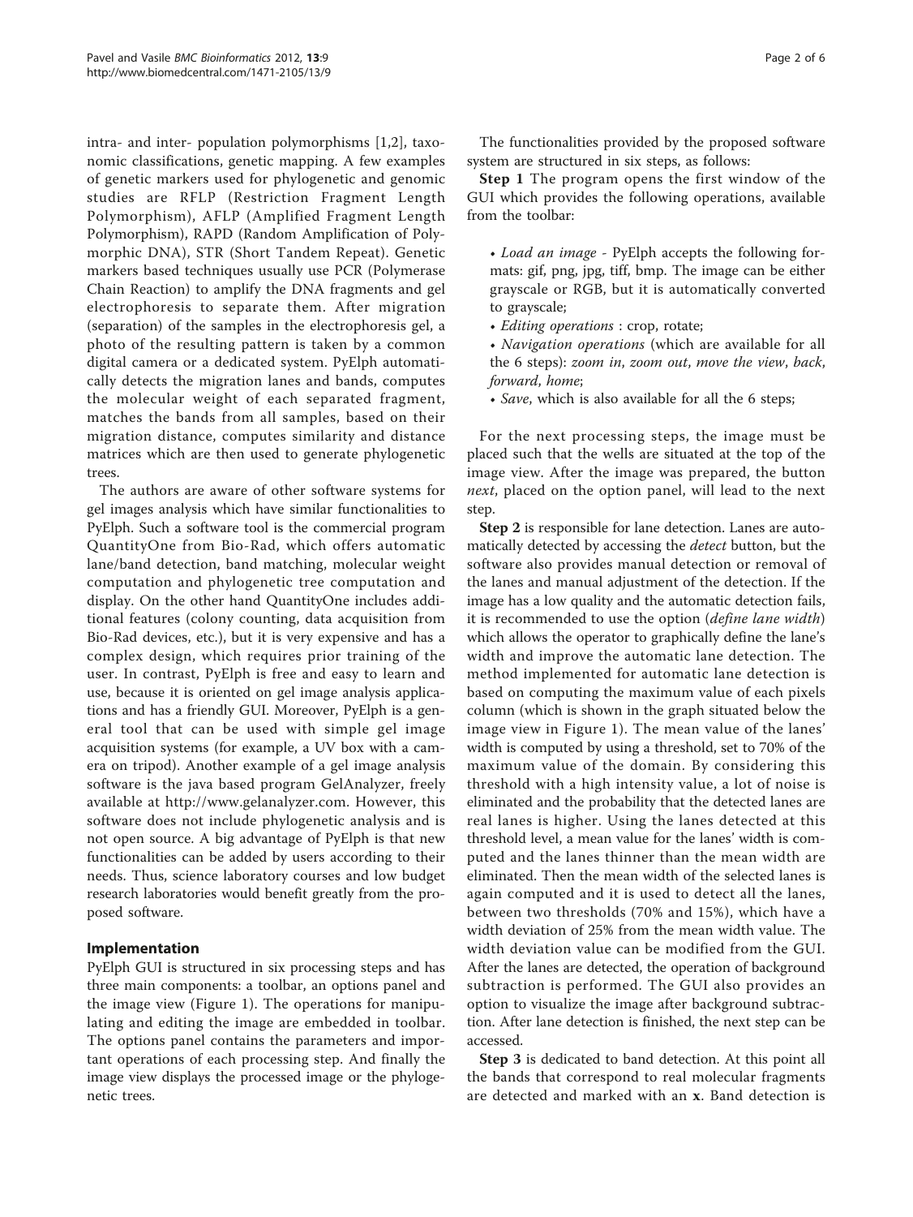intra- and inter- population polymorphisms [1,2], taxonomic classifications, genetic mapping. A few examples of genetic markers used for phylogenetic and genomic studies are RFLP (Restriction Fragment Length Polymorphism), AFLP (Amplified Fragment Length Polymorphism), RAPD (Random Amplification of Polymorphic DNA), STR (Short Tandem Repeat). Genetic markers based techniques usually use PCR (Polymerase Chain Reaction) to amplify the DNA fragments and gel electrophoresis to separate them. After migration (separation) of the samples in the electrophoresis gel, a photo of the resulting pattern is taken by a common digital camera or a dedicated system. PyElph automatically detects the migration lanes and bands, computes the molecular weight of each separated fragment, matches the bands from all samples, based on their migration distance, computes similarity and distance matrices which are then used to generate phylogenetic trees.

The authors are aware of other software systems for gel images analysis which have similar functionalities to PyElph. Such a software tool is the commercial program QuantityOne from Bio-Rad, which offers automatic lane/band detection, band matching, molecular weight computation and phylogenetic tree computation and display. On the other hand QuantityOne includes additional features (colony counting, data acquisition from Bio-Rad devices, etc.), but it is very expensive and has a complex design, which requires prior training of the user. In contrast, PyElph is free and easy to learn and use, because it is oriented on gel image analysis applications and has a friendly GUI. Moreover, PyElph is a general tool that can be used with simple gel image acquisition systems (for example, a UV box with a camera on tripod). Another example of a gel image analysis software is the java based program GelAnalyzer, freely available at http://www.gelanalyzer.com. However, this software does not include phylogenetic analysis and is not open source. A big advantage of PyElph is that new functionalities can be added by users according to their needs. Thus, science laboratory courses and low budget research laboratories would benefit greatly from the proposed software.

## Implementation

PyElph GUI is structured in six processing steps and has three main components: a toolbar, an options panel and the image view (Figure 1). The operations for manipulating and editing the image are embedded in toolbar. The options panel contains the parameters and important operations of each processing step. And finally the image view displays the processed image or the phylogenetic trees.

The functionalities provided by the proposed software system are structured in six steps, as follows:

**Step 1** The program opens the first window of the GUI which provides the following operations, available from the toolbar:

- *Load an image* - PyElph accepts the following formats: gif, png, jpg, tiff, bmp. The image can be either grayscale or RGB, but it is automatically converted to grayscale;
- *Editing operations* : crop, rotate;
- *Navigation operations* (which are available for all the 6 steps): *zoom in*, *zoom out*, *move the view*, *back*, *forward*, *home*;
- *Save*, which is also available for all the 6 steps;

For the next processing steps, the image must be placed such that the wells are situated at the top of the image view. After the image was prepared, the button *next*, placed on the option panel, will lead to the next step.

**Step 2** is responsible for lane detection. Lanes are automatically detected by accessing the *detect* button, but the software also provides manual detection or removal of the lanes and manual adjustment of the detection. If the image has a low quality and the automatic detection fails, it is recommended to use the option (*define lane width*) which allows the operator to graphically define the lane's width and improve the automatic lane detection. The method implemented for automatic lane detection is based on computing the maximum value of each pixels column (which is shown in the graph situated below the image view in Figure 1). The mean value of the lanes' width is computed by using a threshold, set to 70% of the maximum value of the domain. By considering this threshold with a high intensity value, a lot of noise is eliminated and the probability that the detected lanes are real lanes is higher. Using the lanes detected at this threshold level, a mean value for the lanes' width is computed and the lanes thinner than the mean width are eliminated. Then the mean width of the selected lanes is again computed and it is used to detect all the lanes, between two thresholds (70% and 15%), which have a width deviation of 25% from the mean width value. The width deviation value can be modified from the GUI. After the lanes are detected, the operation of background subtraction is performed. The GUI also provides an option to visualize the image after background subtraction. After lane detection is finished, the next step can be accessed.

**Step 3** is dedicated to band detection. At this point all the bands that correspond to real molecular fragments are detected and marked with an **x**. Band detection is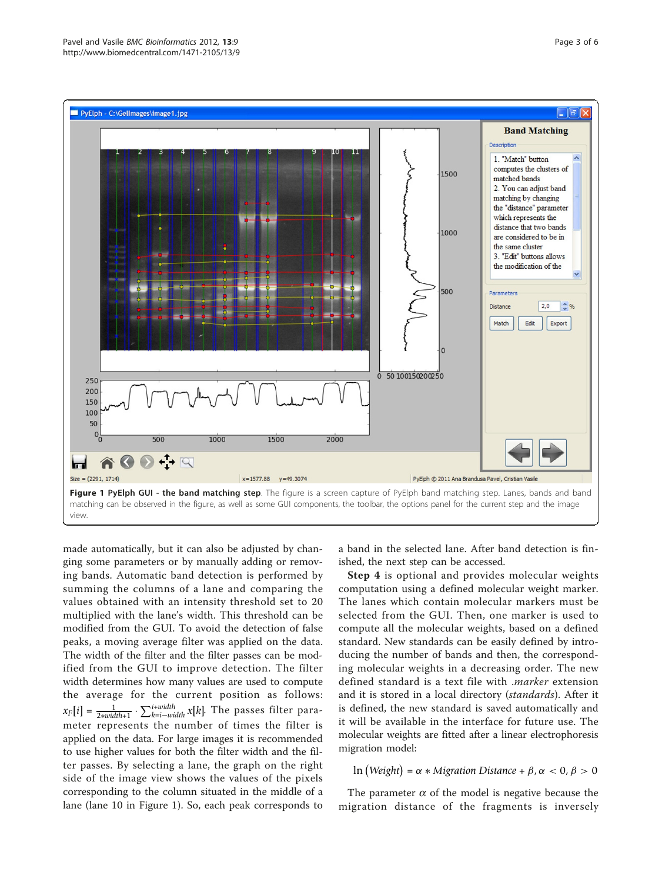**Figure 1 PyElph GUI - the band matching step**. The figure is a screen capture of PyElph band matching step. Lanes, bands and band matching can be observed in the figure, as well as some GUI components, the toolbar, the options panel for the current step and the image view.

made automatically, but it can also be adjusted by changing some parameters or by manually adding or removing bands. Automatic band detection is performed by summing the columns of a lane and comparing the values obtained with an intensity threshold set to 20 multiplied with the lane's width. This threshold can be modified from the GUI. To avoid the detection of false peaks, a moving average filter was applied on the data. The width of the filter and the filter passes can be modified from the GUI to improve detection. The filter width determines how many values are used to compute the average for the current position as follows: $x_F[i] = \frac{1}{2*width+1} \cdot \sum_{k=i-width}^{i+width} x[k]$. The passes filter parameter represents the number of times the filter is applied on the data. For large images it is recommended to use higher values for both the filter width and the filter passes. By selecting a lane, the graph on the right side of the image view shows the values of the pixels corresponding to the column situated in the middle of a lane (lane 10 in Figure 1). So, each peak corresponds to a band in the selected lane. After band detection is finished, the next step can be accessed.

**Step 4** is optional and provides molecular weights computation using a defined molecular weight marker. The lanes which contain molecular markers must be selected from the GUI. Then, one marker is used to compute all the molecular weights, based on a defined standard. New standards can be easily defined by introducing the number of bands and then, the corresponding molecular weights in a decreasing order. The new defined standard is a text file with *.marker* extension and it is stored in a local directory (*standards*). After it is defined, the new standard is saved automatically and it will be available in the interface for future use. The molecular weights are fitted after a linear electrophoresis migration model:

$$\ln(Weight) = \alpha * Migration\ Distance + \beta, \alpha < 0, \beta > 0$$

The parameter $\alpha$ of the model is negative because the migration distance of the fragments is inversely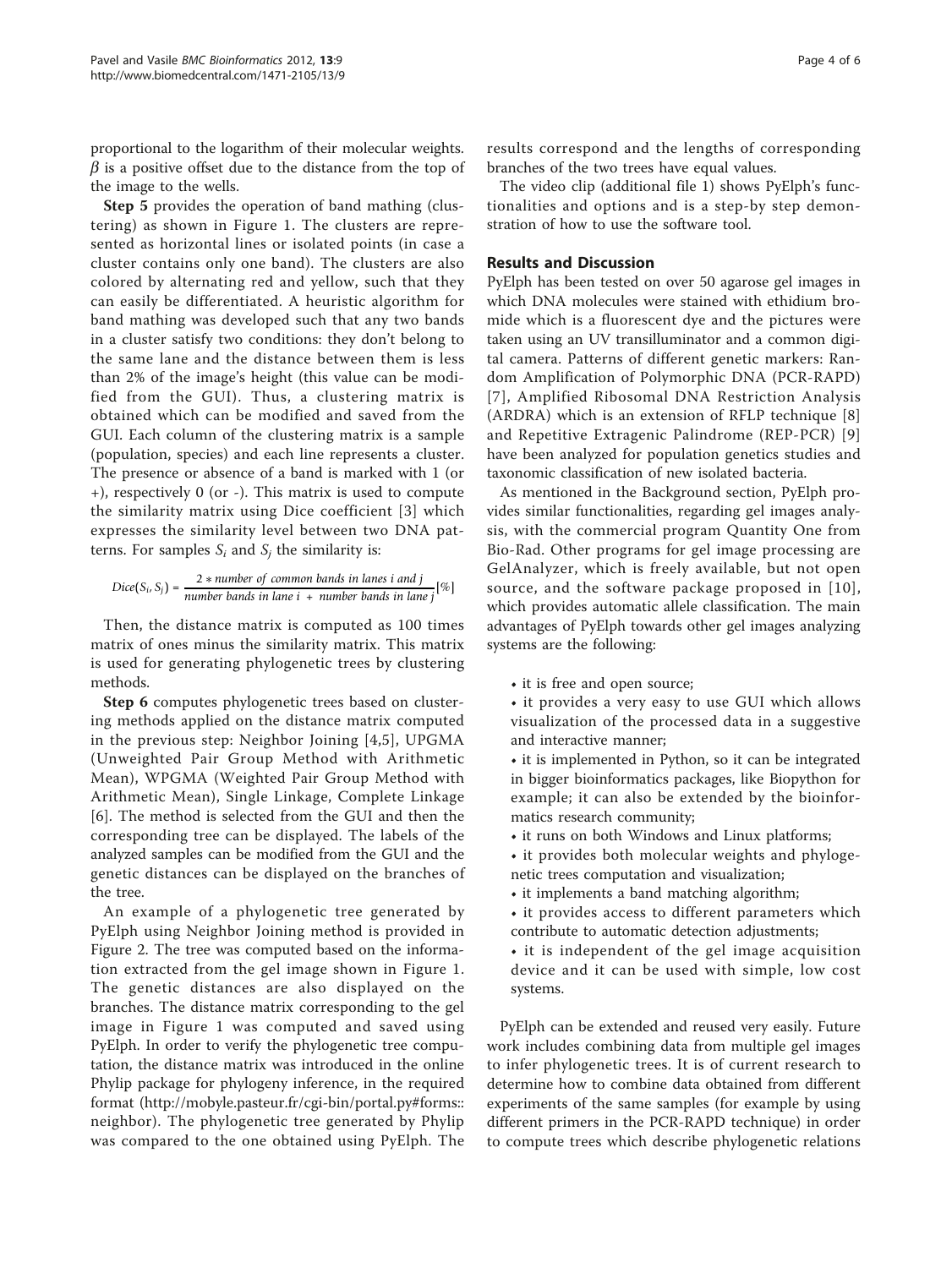proportional to the logarithm of their molecular weights. $\beta$ is a positive offset due to the distance from the top of the image to the wells.

**Step 5** provides the operation of band mathing (clustering) as shown in Figure 1. The clusters are represented as horizontal lines or isolated points (in case a cluster contains only one band). The clusters are also colored by alternating red and yellow, such that they can easily be differentiated. A heuristic algorithm for band mathing was developed such that any two bands in a cluster satisfy two conditions: they don't belong to the same lane and the distance between them is less than 2% of the image's height (this value can be modified from the GUI). Thus, a clustering matrix is obtained which can be modified and saved from the GUI. Each column of the clustering matrix is a sample (population, species) and each line represents a cluster. The presence or absence of a band is marked with 1 (or +), respectively 0 (or -). This matrix is used to compute the similarity matrix using Dice coefficient [3] which expresses the similarity level between two DNA patterns. For samples $S_i$ and $S_j$ the similarity is:

$$Dice(S_i, S_j) = \frac{2 * number\ of\ common\ bands\ in\ lanes\ i\ and\ j}{number\ bands\ in\ lane\ i\ +\ number\ bands\ in\ lane\ j}[\%]$$

Then, the distance matrix is computed as 100 times matrix of ones minus the similarity matrix. This matrix is used for generating phylogenetic trees by clustering methods.

**Step 6** computes phylogenetic trees based on clustering methods applied on the distance matrix computed in the previous step: Neighbor Joining [4,5], UPGMA (Unweighted Pair Group Method with Arithmetic Mean), WPGMA (Weighted Pair Group Method with Arithmetic Mean), Single Linkage, Complete Linkage [6]. The method is selected from the GUI and then the corresponding tree can be displayed. The labels of the analyzed samples can be modified from the GUI and the genetic distances can be displayed on the branches of the tree.

An example of a phylogenetic tree generated by PyElph using Neighbor Joining method is provided in Figure 2. The tree was computed based on the information extracted from the gel image shown in Figure 1. The genetic distances are also displayed on the branches. The distance matrix corresponding to the gel image in Figure 1 was computed and saved using PyElph. In order to verify the phylogenetic tree computation, the distance matrix was introduced in the online Phylip package for phylogeny inference, in the required format (http://mobyle.pasteur.fr/cgi-bin/portal.py#forms::neighbor). The phylogenetic tree generated by Phylip was compared to the one obtained using PyElph. The results correspond and the lengths of corresponding branches of the two trees have equal values.

The video clip (additional file 1) shows PyElph's functionalities and options and is a step-by step demonstration of how to use the software tool.

## Results and Discussion

PyElph has been tested on over 50 agarose gel images in which DNA molecules were stained with ethidium bromide which is a fluorescent dye and the pictures were taken using an UV transilluminator and a common digital camera. Patterns of different genetic markers: Random Amplification of Polymorphic DNA (PCR-RAPD) [7], Amplified Ribosomal DNA Restriction Analysis (ARDRA) which is an extension of RFLP technique [8] and Repetitive Extragenic Palindrome (REP-PCR) [9] have been analyzed for population genetics studies and taxonomic classification of new isolated bacteria.

As mentioned in the Background section, PyElph provides similar functionalities, regarding gel images analysis, with the commercial program Quantity One from Bio-Rad. Other programs for gel image processing are GelAnalyzer, which is freely available, but not open source, and the software package proposed in [10], which provides automatic allele classification. The main advantages of PyElph towards other gel images analyzing systems are the following:

- it is free and open source;
- it provides a very easy to use GUI which allows visualization of the processed data in a suggestive and interactive manner;
- it is implemented in Python, so it can be integrated in bigger bioinformatics packages, like Biopython for example; it can also be extended by the bioinformatics research community;
- it runs on both Windows and Linux platforms;
- it provides both molecular weights and phylogenetic trees computation and visualization;
- it implements a band matching algorithm;
- it provides access to different parameters which contribute to automatic detection adjustments;
- it is independent of the gel image acquisition device and it can be used with simple, low cost systems.

PyElph can be extended and reused very easily. Future work includes combining data from multiple gel images to infer phylogenetic trees. It is of current research to determine how to combine data obtained from different experiments of the same samples (for example by using different primers in the PCR-RAPD technique) in order to compute trees which describe phylogenetic relations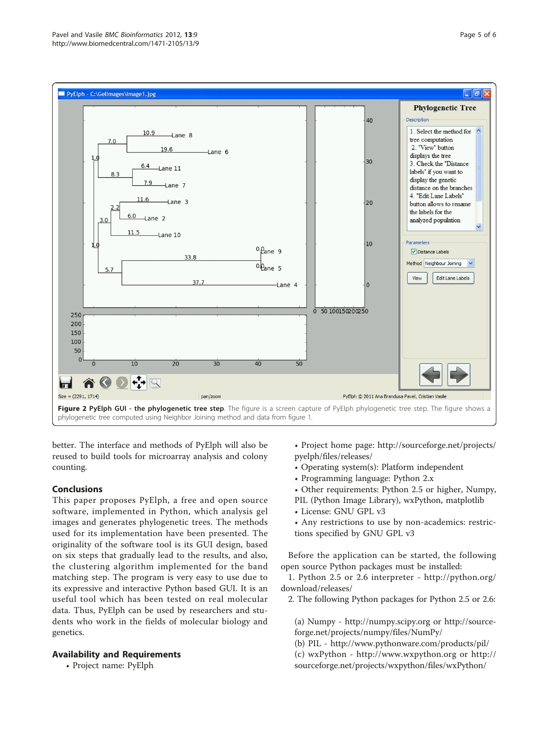**Figure 2 PyElph GUI - the phylogenetic tree step**. The figure is a screen capture of PyElph phylogenetic tree step. The figure shows a phylogenetic tree computed using Neighbor Joining method and data from figure 1.

better. The interface and methods of PyElph will also be reused to build tools for microarray analysis and colony counting.

## Conclusions

This paper proposes PyElph, a free and open source software, implemented in Python, which analysis gel images and generates phylogenetic trees. The methods used for its implementation have been presented. The originality of the software tool is its GUI design, based on six steps that gradually lead to the results, and also, the clustering algorithm implemented for the band matching step. The program is very easy to use due to its expressive and interactive Python based GUI. It is an useful tool which has been tested on real molecular data. Thus, PyElph can be used by researchers and students who work in the fields of molecular biology and genetics.

## Availability and Requirements

- Project name: PyElph
- Project home page: http://sourceforge.net/projects/pyelph/files/releases/
- Operating system(s): Platform independent
- Programming language: Python 2.x
- Other requirements: Python 2.5 or higher, Numpy, PIL (Python Image Library), wxPython, matplotlib
- License: GNU GPL v3
- Any restrictions to use by non-academics: restrictions specified by GNU GPL v3

Before the application can be started, the following open source Python packages must be installed:

1. Python 2.5 or 2.6 interpreter - http://python.org/download/releases/
2. The following Python packages for Python 2.5 or 2.6:

(a) Numpy - http://numpy.scipy.org or http://sourceforge.net/projects/numpy/files/NumPy/
(b) PIL - http://www.pythonware.com/products/pil/
(c) wxPython - http://www.wxpython.org or http://sourceforge.net/projects/wxpython/files/wxPython/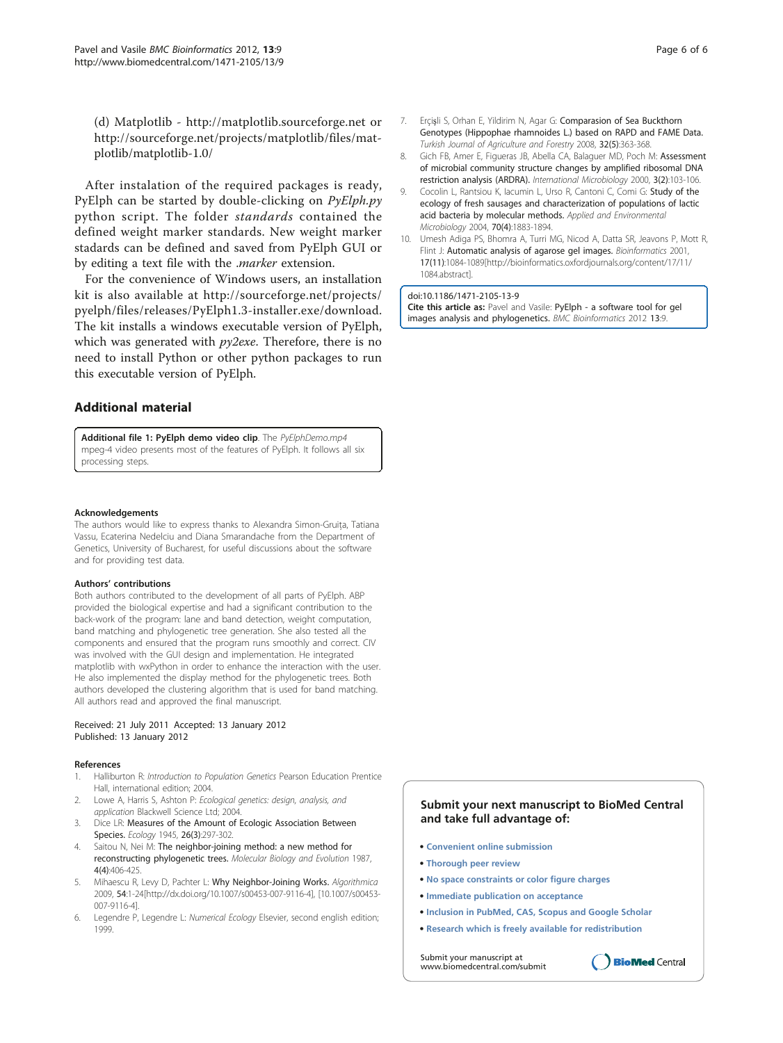(d) Matplotlib - http://matplotlib.sourceforge.net or http://sourceforge.net/projects/matplotlib/files/matplotlib/matplotlib-1.0/

After instalation of the required packages is ready, PyElph can be started by double-clicking on *PyElph.py* python script. The folder *standards* contained the defined weight marker standards. New weight marker stadards can be defined and saved from PyElph GUI or by editing a text file with the *.marker* extension.

For the convenience of Windows users, an installation kit is also available at http://sourceforge.net/projects/pyelph/files/releases/PyElph1.3-installer.exe/download. The kit installs a windows executable version of PyElph, which was generated with *py2exe*. Therefore, there is no need to install Python or other python packages to run this executable version of PyElph.

## Additional material

**Additional file 1: PyElph demo video clip**. The *PyElphDemo.mp4* mpeg-4 video presents most of the features of PyElph. It follows all six processing steps.

#### Acknowledgements

The authors would like to express thanks to Alexandra Simon-Gruița, Tatiana Vassu, Ecaterina Nedelciu and Diana Smarandache from the Department of Genetics, University of Bucharest, for useful discussions about the software and for providing test data.

#### Authors' contributions

Both authors contributed to the development of all parts of PyElph. ABP provided the biological expertise and had a significant contribution to the back-work of the program: lane and band detection, weight computation, band matching and phylogenetic tree generation. She also tested all the components and ensured that the program runs smoothly and correct. CIV was involved with the GUI design and implementation. He integrated matplotlib with wxPython in order to enhance the interaction with the user. He also implemented the display method for the phylogenetic trees. Both authors developed the clustering algorithm that is used for band matching. All authors read and approved the final manuscript.

Received: 21 July 2011 Accepted: 13 January 2012
Published: 13 January 2012

#### References

1. Halliburton R: *Introduction to Population Genetics* Pearson Education Prentice Hall, international edition; 2004.
2. Lowe A, Harris S, Ashton P: *Ecological genetics: design, analysis, and application* Blackwell Science Ltd; 2004.
3. Dice LR: **Measures of the Amount of Ecologic Association Between Species.** *Ecology* 1945, **26(3)**:297-302.
4. Saitou N, Nei M: **The neighbor-joining method: a new method for reconstructing phylogenetic trees.** *Molecular Biology and Evolution* 1987, **4(4)**:406-425.
5. Mihaescu R, Levy D, Pachter L: **Why Neighbor-Joining Works.** *Algorithmica* 2009, **54**:1-24[http://dx.doi.org/10.1007/s00453-007-9116-4], [10.1007/s00453-007-9116-4].
6. Legendre P, Legendre L: *Numerical Ecology* Elsevier, second english edition; 1999.
7. Erçişli S, Orhan E, Yildirim N, Agar G: **Comparasion of Sea Buckthorn Genotypes (Hippophae rhamnoides L.) based on RAPD and FAME Data.** *Turkish Journal of Agriculture and Forestry* 2008, **32(5)**:363-368.
8. Gich FB, Amer E, Figueras JB, Abella CA, Balaguer MD, Poch M: **Assessment of microbial community structure changes by amplified ribosomal DNA restriction analysis (ARDRA).** *International Microbiology* 2000, **3(2)**:103-106.
9. Cocolin L, Rantsiou K, Iacumin L, Urso R, Cantoni C, Comi G: **Study of the ecology of fresh sausages and characterization of populations of lactic acid bacteria by molecular methods.** *Applied and Environmental Microbiology* 2004, **70(4)**:1883-1894.
10. Umesh Adiga PS, Bhomra A, Turri MG, Nicod A, Datta SR, Jeavons P, Mott R, Flint J: **Automatic analysis of agarose gel images.** *Bioinformatics* 2001, **17(11)**:1084-1089[http://bioinformatics.oxfordjournals.org/content/17/11/1084.abstract].

doi:10.1186/1471-2105-13-9
**Cite this article as:** Pavel and Vasile: PyElph - a software tool for gel images analysis and phylogenetics. *BMC Bioinformatics* 2012 **13**:9.